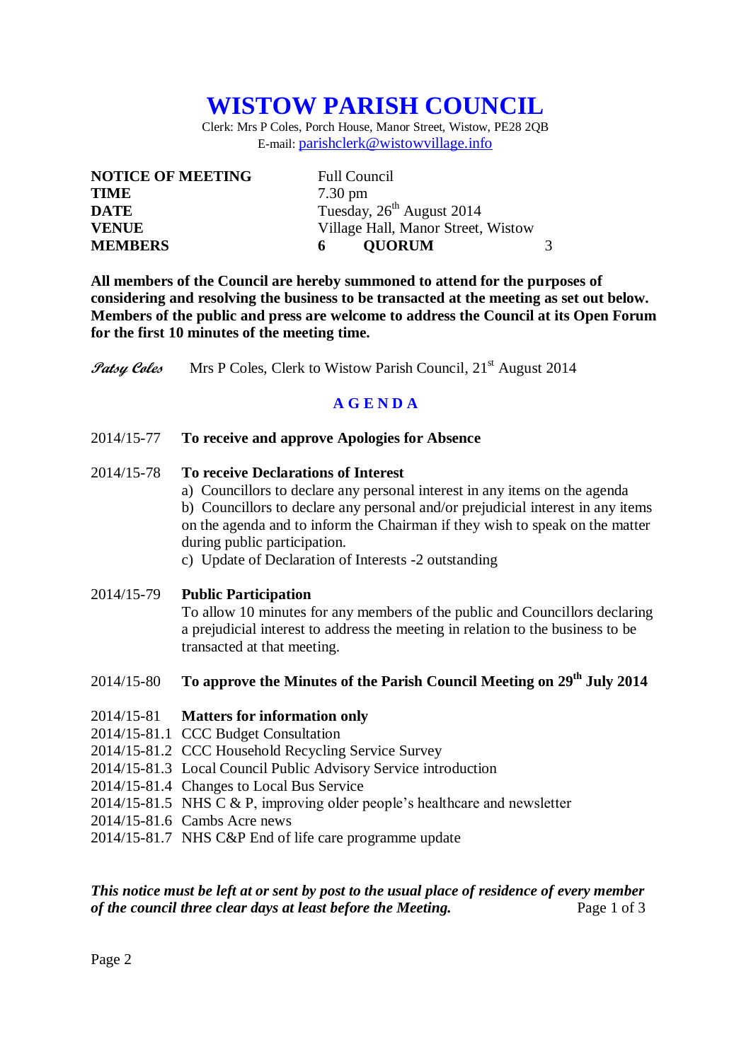# WISTOW PARISH COUNCIL

Clerk: Mrs P Coles, Porch House, Manor Street, Wistow, PE28 2QB
E-mail: parishclerk@wistowvillage.info

| | |
|---|---|
| **NOTICE OF MEETING** | Full Council |
| **TIME** | 7.30 pm |
| **DATE** | Tuesday, 26th August 2014 |
| **VENUE** | Village Hall, Manor Street, Wistow |
| **MEMBERS** | **6** **QUORUM** 3 |

**All members of the Council are hereby summoned to attend for the purposes of considering and resolving the business to be transacted at the meeting as set out below. Members of the public and press are welcome to address the Council at its Open Forum for the first 10 minutes of the meeting time.**

*Patsy Coles* Mrs P Coles, Clerk to Wistow Parish Council, 21st August 2014

## A G E N D A

2014/15-77 **To receive and approve Apologies for Absence**

2014/15-78 **To receive Declarations of Interest**

a) Councillors to declare any personal interest in any items on the agenda

b) Councillors to declare any personal and/or prejudicial interest in any items on the agenda and to inform the Chairman if they wish to speak on the matter during public participation.

c) Update of Declaration of Interests -2 outstanding

2014/15-79 **Public Participation**

To allow 10 minutes for any members of the public and Councillors declaring a prejudicial interest to address the meeting in relation to the business to be transacted at that meeting.

2014/15-80 **To approve the Minutes of the Parish Council Meeting on 29th July 2014**

2014/15-81 **Matters for information only**

2014/15-81.1 CCC Budget Consultation

2014/15-81.2 CCC Household Recycling Service Survey

2014/15-81.3 Local Council Public Advisory Service introduction

2014/15-81.4 Changes to Local Bus Service

2014/15-81.5 NHS C & P, improving older people's healthcare and newsletter

2014/15-81.6 Cambs Acre news

2014/15-81.7 NHS C&P End of life care programme update

***This notice must be left at or sent by post to the usual place of residence of every member of the council three clear days at least before the Meeting.***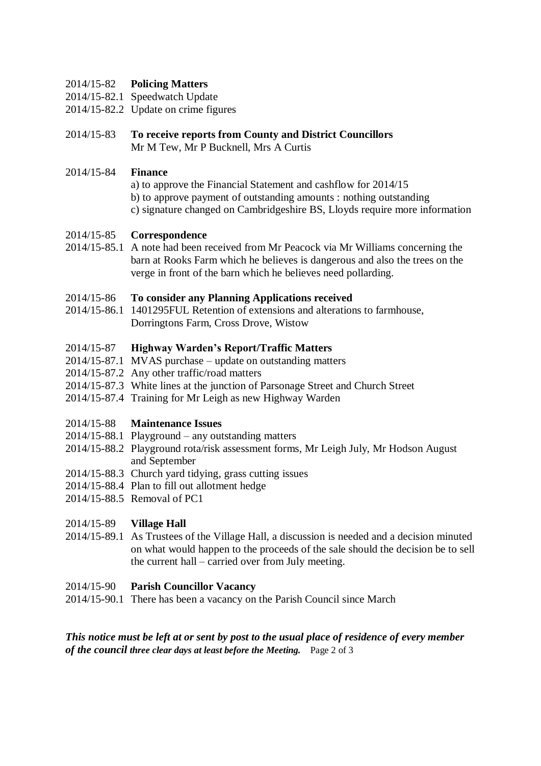2014/15-82 **Policing Matters**
2014/15-82.1 Speedwatch Update
2014/15-82.2 Update on crime figures

2014/15-83 **To receive reports from County and District Councillors**
Mr M Tew, Mr P Bucknell, Mrs A Curtis

2014/15-84 **Finance**
a) to approve the Financial Statement and cashflow for 2014/15
b) to approve payment of outstanding amounts : nothing outstanding
c) signature changed on Cambridgeshire BS, Lloyds require more information

2014/15-85 **Correspondence**
2014/15-85.1 A note had been received from Mr Peacock via Mr Williams concerning the barn at Rooks Farm which he believes is dangerous and also the trees on the verge in front of the barn which he believes need pollarding.

2014/15-86 **To consider any Planning Applications received**
2014/15-86.1 1401295FUL Retention of extensions and alterations to farmhouse, Dorringtons Farm, Cross Drove, Wistow

2014/15-87 **Highway Warden's Report/Traffic Matters**
2014/15-87.1 MVAS purchase – update on outstanding matters
2014/15-87.2 Any other traffic/road matters
2014/15-87.3 White lines at the junction of Parsonage Street and Church Street
2014/15-87.4 Training for Mr Leigh as new Highway Warden

2014/15-88 **Maintenance Issues**
2014/15-88.1 Playground – any outstanding matters
2014/15-88.2 Playground rota/risk assessment forms, Mr Leigh July, Mr Hodson August and September
2014/15-88.3 Church yard tidying, grass cutting issues
2014/15-88.4 Plan to fill out allotment hedge
2014/15-88.5 Removal of PC1

2014/15-89 **Village Hall**
2014/15-89.1 As Trustees of the Village Hall, a discussion is needed and a decision minuted on what would happen to the proceeds of the sale should the decision be to sell the current hall – carried over from July meeting.

2014/15-90 **Parish Councillor Vacancy**
2014/15-90.1 There has been a vacancy on the Parish Council since March

***This notice must be left at or sent by post to the usual place of residence of every member of the council three clear days at least before the Meeting.***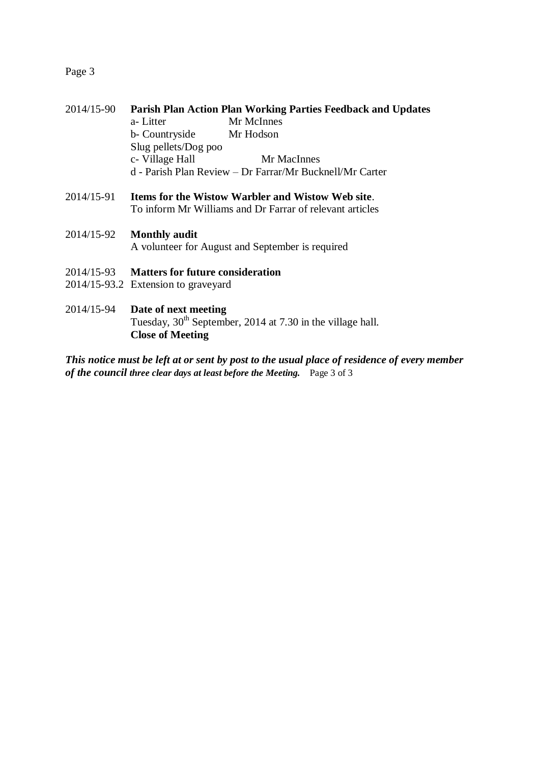2014/15-90 **Parish Plan Action Plan Working Parties Feedback and Updates**

a- Litter Mr McInnes

b- Countryside Mr Hodson

Slug pellets/Dog poo

c- Village Hall Mr MacInnes

d - Parish Plan Review – Dr Farrar/Mr Bucknell/Mr Carter

2014/15-91 **Items for the Wistow Warbler and Wistow Web site**.

To inform Mr Williams and Dr Farrar of relevant articles

2014/15-92 **Monthly audit**

A volunteer for August and September is required

2014/15-93 **Matters for future consideration**

2014/15-93.2 Extension to graveyard

2014/15-94 **Date of next meeting**

Tuesday, 30th September, 2014 at 7.30 in the village hall.

**Close of Meeting**

***This notice must be left at or sent by post to the usual place of residence of every member of the council three clear days at least before the Meeting.***